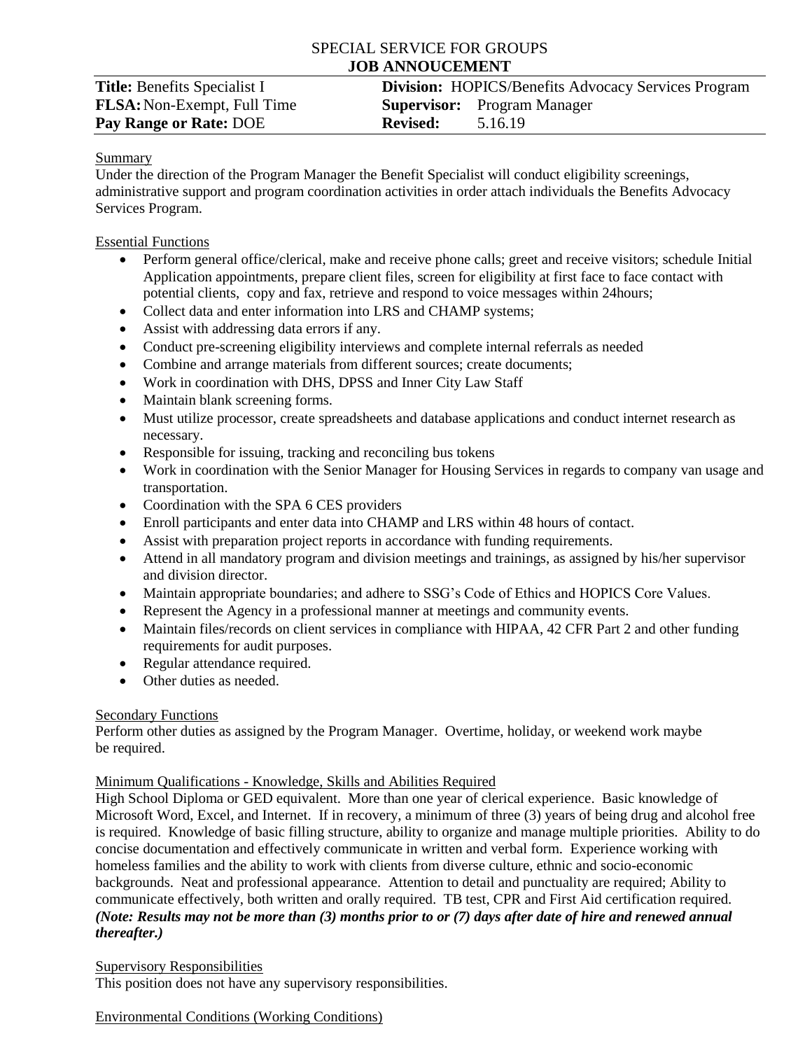# SPECIAL SERVICE FOR GROUPS
## JOB ANNOUCEMENT

| | |
|---|---|
| **Title:** Benefits Specialist I | **Division:** HOPICS/Benefits Advocacy Services Program |
| **FLSA:** Non-Exempt, Full Time | **Supervisor:** Program Manager |
| **Pay Range or Rate:** DOE | **Revised:** 5.16.19 |

### Summary

Under the direction of the Program Manager the Benefit Specialist will conduct eligibility screenings, administrative support and program coordination activities in order attach individuals the Benefits Advocacy Services Program.

### Essential Functions

- Perform general office/clerical, make and receive phone calls; greet and receive visitors; schedule Initial Application appointments, prepare client files, screen for eligibility at first face to face contact with potential clients, copy and fax, retrieve and respond to voice messages within 24hours;
- Collect data and enter information into LRS and CHAMP systems;
- Assist with addressing data errors if any.
- Conduct pre-screening eligibility interviews and complete internal referrals as needed
- Combine and arrange materials from different sources; create documents;
- Work in coordination with DHS, DPSS and Inner City Law Staff
- Maintain blank screening forms.
- Must utilize processor, create spreadsheets and database applications and conduct internet research as necessary.
- Responsible for issuing, tracking and reconciling bus tokens
- Work in coordination with the Senior Manager for Housing Services in regards to company van usage and transportation.
- Coordination with the SPA 6 CES providers
- Enroll participants and enter data into CHAMP and LRS within 48 hours of contact.
- Assist with preparation project reports in accordance with funding requirements.
- Attend in all mandatory program and division meetings and trainings, as assigned by his/her supervisor and division director.
- Maintain appropriate boundaries; and adhere to SSG's Code of Ethics and HOPICS Core Values.
- Represent the Agency in a professional manner at meetings and community events.
- Maintain files/records on client services in compliance with HIPAA, 42 CFR Part 2 and other funding requirements for audit purposes.
- Regular attendance required.
- Other duties as needed.

### Secondary Functions

Perform other duties as assigned by the Program Manager. Overtime, holiday, or weekend work maybe be required.

### Minimum Qualifications - Knowledge, Skills and Abilities Required

High School Diploma or GED equivalent. More than one year of clerical experience. Basic knowledge of Microsoft Word, Excel, and Internet. If in recovery, a minimum of three (3) years of being drug and alcohol free is required. Knowledge of basic filling structure, ability to organize and manage multiple priorities. Ability to do concise documentation and effectively communicate in written and verbal form. Experience working with homeless families and the ability to work with clients from diverse culture, ethnic and socio-economic backgrounds. Neat and professional appearance. Attention to detail and punctuality are required; Ability to communicate effectively, both written and orally required. TB test, CPR and First Aid certification required. ***(Note: Results may not be more than (3) months prior to or (7) days after date of hire and renewed annual thereafter.)***

### Supervisory Responsibilities

This position does not have any supervisory responsibilities.

### Environmental Conditions (Working Conditions)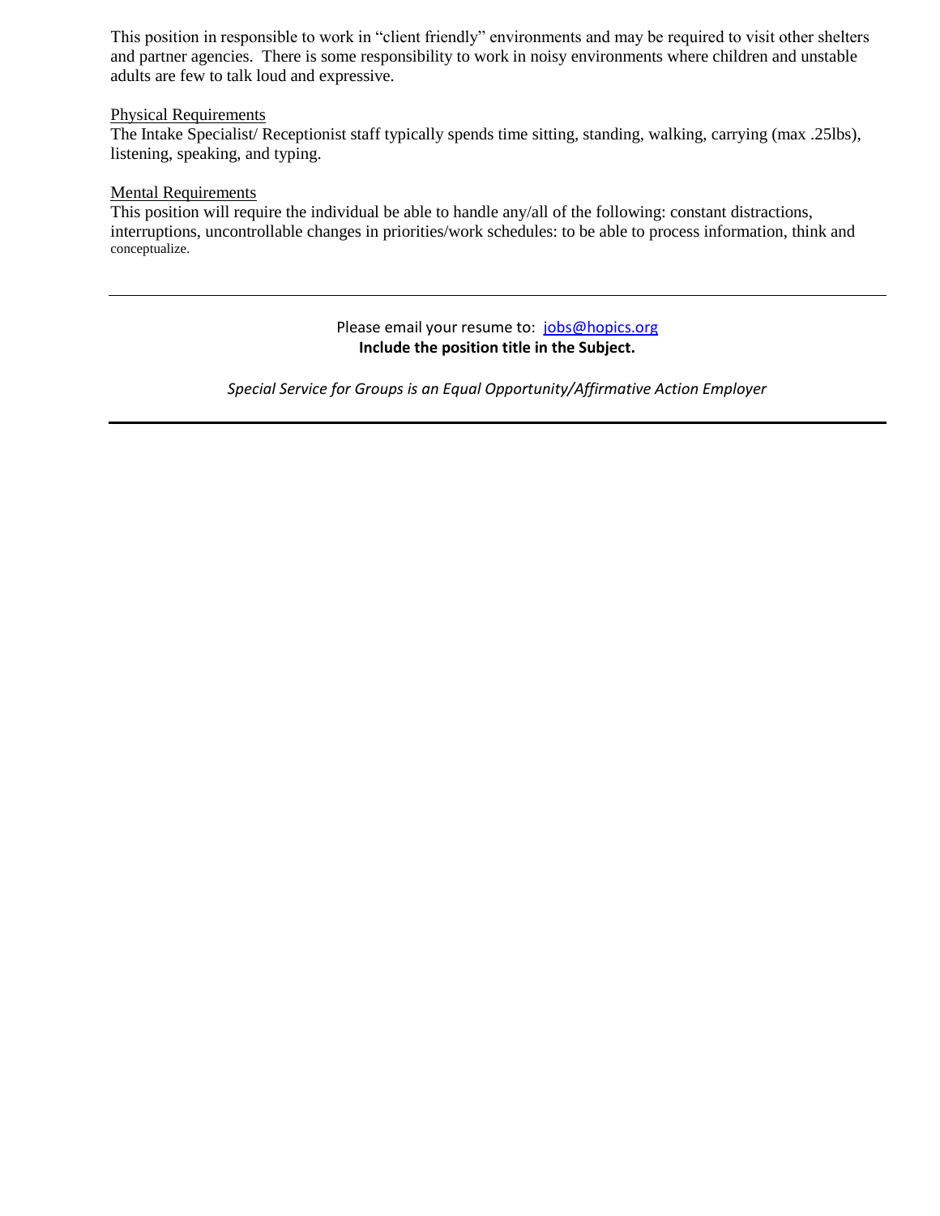This position in responsible to work in "client friendly" environments and may be required to visit other shelters and partner agencies. There is some responsibility to work in noisy environments where children and unstable adults are few to talk loud and expressive.

Physical Requirements

The Intake Specialist/ Receptionist staff typically spends time sitting, standing, walking, carrying (max .25lbs), listening, speaking, and typing.

Mental Requirements

This position will require the individual be able to handle any/all of the following: constant distractions, interruptions, uncontrollable changes in priorities/work schedules: to be able to process information, think and conceptualize.

---

Please email your resume to: jobs@hopics.org

**Include the position title in the Subject.**

*Special Service for Groups is an Equal Opportunity/Affirmative Action Employer*

---